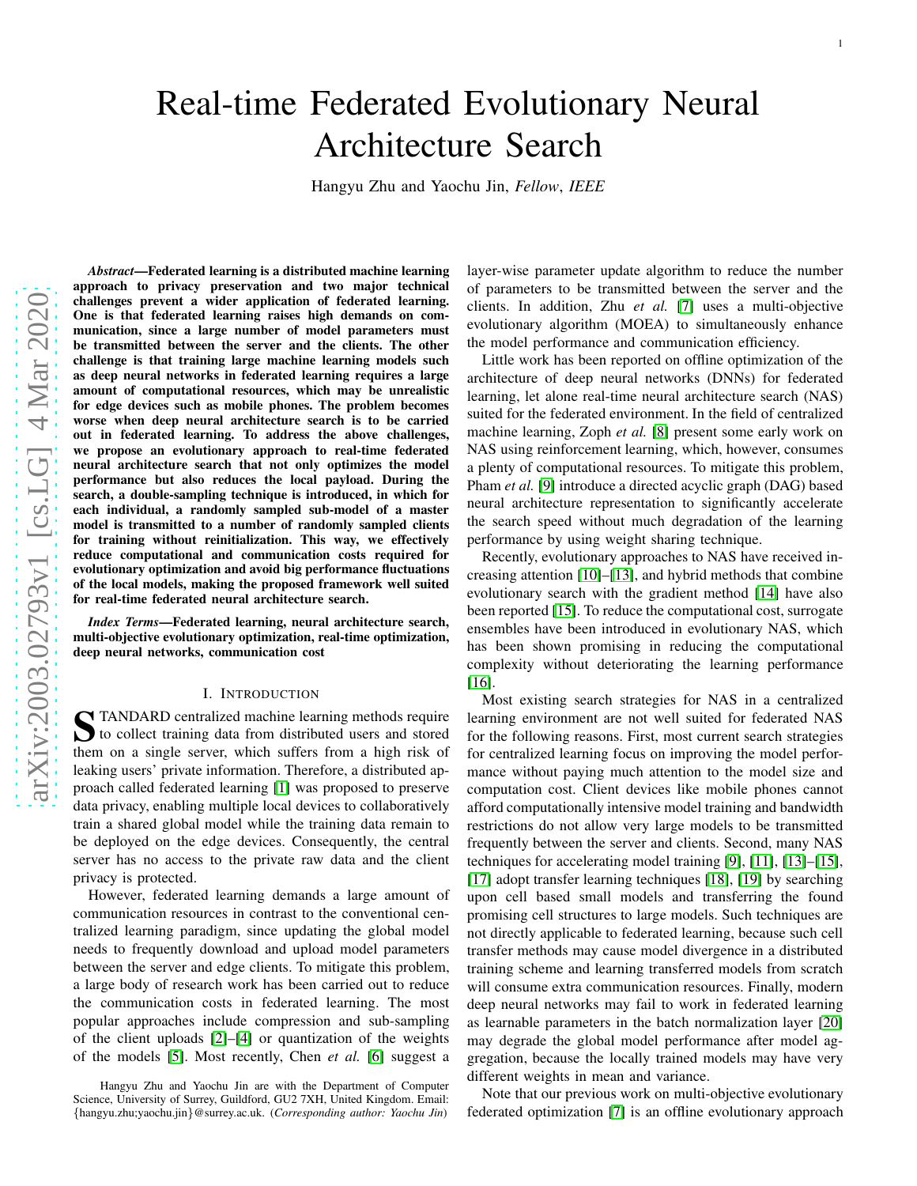# Real-time Federated Evolutionary Neural Architecture Search

Hangyu Zhu and Yaochu Jin, *Fellow*, *IEEE*

***Abstract*—Federated learning is a distributed machine learning approach to privacy preservation and two major technical challenges prevent a wider application of federated learning. One is that federated learning raises high demands on communication, since a large number of model parameters must be transmitted between the server and the clients. The other challenge is that training large machine learning models such as deep neural networks in federated learning requires a large amount of computational resources, which may be unrealistic for edge devices such as mobile phones. The problem becomes worse when deep neural architecture search is to be carried out in federated learning. To address the above challenges, we propose an evolutionary approach to real-time federated neural architecture search that not only optimizes the model performance but also reduces the local payload. During the search, a double-sampling technique is introduced, in which for each individual, a randomly sampled sub-model of a master model is transmitted to a number of randomly sampled clients for training without reinitialization. This way, we effectively reduce computational and communication costs required for evolutionary optimization and avoid big performance fluctuations of the local models, making the proposed framework well suited for real-time federated neural architecture search.**

***Index Terms*—Federated learning, neural architecture search, multi-objective evolutionary optimization, real-time optimization, deep neural networks, communication cost**

## I. Introduction

STANDARD centralized machine learning methods require to collect training data from distributed users and stored them on a single server, which suffers from a high risk of leaking users' private information. Therefore, a distributed approach called federated learning [1] was proposed to preserve data privacy, enabling multiple local devices to collaboratively train a shared global model while the training data remain to be deployed on the edge devices. Consequently, the central server has no access to the private raw data and the client privacy is protected.

However, federated learning demands a large amount of communication resources in contrast to the conventional centralized learning paradigm, since updating the global model needs to frequently download and upload model parameters between the server and edge clients. To mitigate this problem, a large body of research work has been carried out to reduce the communication costs in federated learning. The most popular approaches include compression and sub-sampling of the client uploads [2]–[4] or quantization of the weights of the models [5]. Most recently, Chen *et al.* [6] suggest a layer-wise parameter update algorithm to reduce the number of parameters to be transmitted between the server and the clients. In addition, Zhu *et al.* [7] uses a multi-objective evolutionary algorithm (MOEA) to simultaneously enhance the model performance and communication efficiency.

Little work has been reported on offline optimization of the architecture of deep neural networks (DNNs) for federated learning, let alone real-time neural architecture search (NAS) suited for the federated environment. In the field of centralized machine learning, Zoph *et al.* [8] present some early work on NAS using reinforcement learning, which, however, consumes a plenty of computational resources. To mitigate this problem, Pham *et al.* [9] introduce a directed acyclic graph (DAG) based neural architecture representation to significantly accelerate the search speed without much degradation of the learning performance by using weight sharing technique.

Recently, evolutionary approaches to NAS have received increasing attention [10]–[13], and hybrid methods that combine evolutionary search with the gradient method [14] have also been reported [15]. To reduce the computational cost, surrogate ensembles have been introduced in evolutionary NAS, which has been shown promising in reducing the computational complexity without deteriorating the learning performance [16].

Most existing search strategies for NAS in a centralized learning environment are not well suited for federated NAS for the following reasons. First, most current search strategies for centralized learning focus on improving the model performance without paying much attention to the model size and computation cost. Client devices like mobile phones cannot afford computationally intensive model training and bandwidth restrictions do not allow very large models to be transmitted frequently between the server and clients. Second, many NAS techniques for accelerating model training [9], [11], [13]–[15], [17] adopt transfer learning techniques [18], [19] by searching upon cell based small models and transferring the found promising cell structures to large models. Such techniques are not directly applicable to federated learning, because such cell transfer methods may cause model divergence in a distributed training scheme and learning transferred models from scratch will consume extra communication resources. Finally, modern deep neural networks may fail to work in federated learning as learnable parameters in the batch normalization layer [20] may degrade the global model performance after model aggregation, because the locally trained models may have very different weights in mean and variance.

Note that our previous work on multi-objective evolutionary federated optimization [7] is an offline evolutionary approach

Hangyu Zhu and Yaochu Jin are with the Department of Computer Science, University of Surrey, Guildford, GU2 7XH, United Kingdom. Email: {hangyu.zhu;yaochu.jin}@surrey.ac.uk. (*Corresponding author: Yaochu Jin*)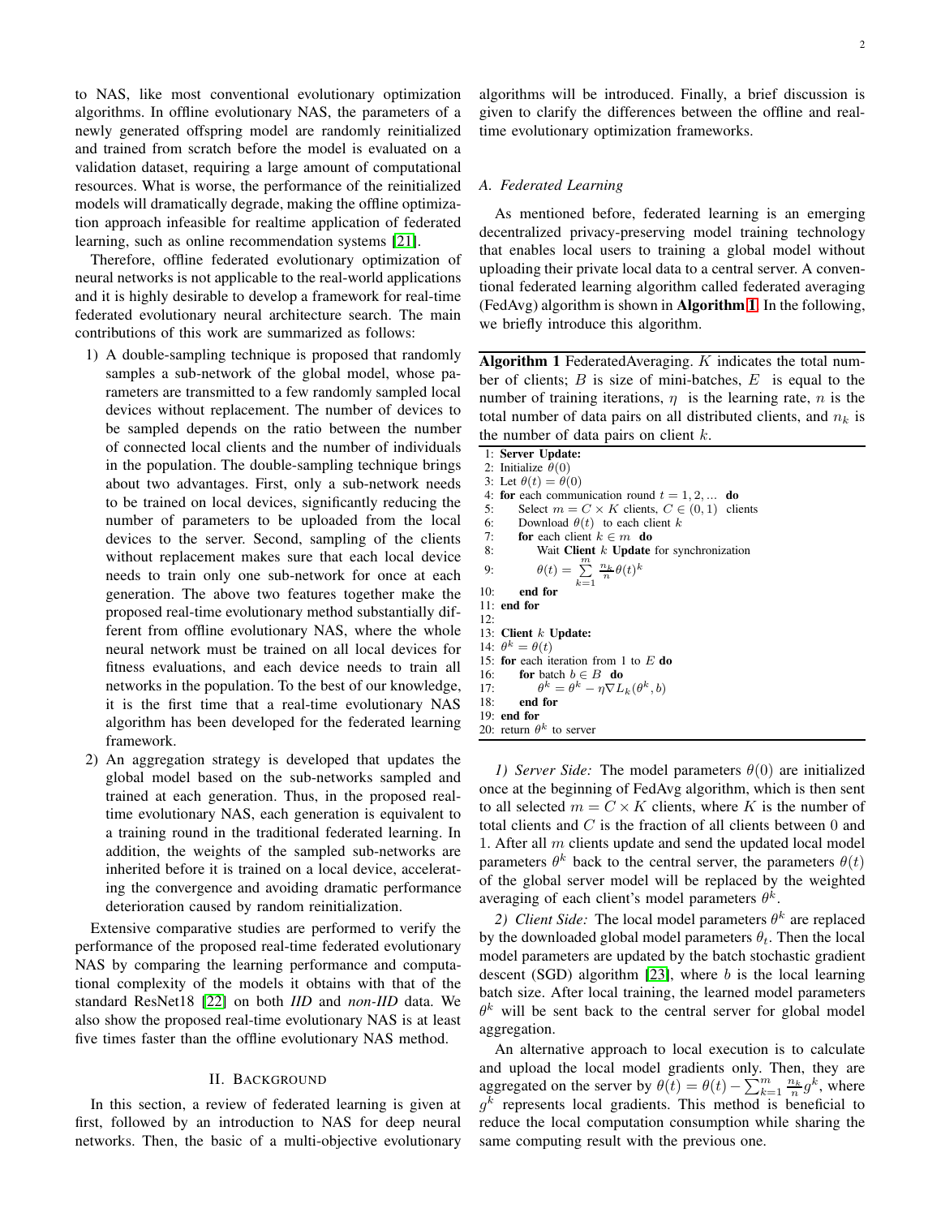to NAS, like most conventional evolutionary optimization algorithms. In offline evolutionary NAS, the parameters of a newly generated offspring model are randomly reinitialized and trained from scratch before the model is evaluated on a validation dataset, requiring a large amount of computational resources. What is worse, the performance of the reinitialized models will dramatically degrade, making the offline optimization approach infeasible for realtime application of federated learning, such as online recommendation systems [21].

Therefore, offline federated evolutionary optimization of neural networks is not applicable to the real-world applications and it is highly desirable to develop a framework for real-time federated evolutionary neural architecture search. The main contributions of this work are summarized as follows:

1) A double-sampling technique is proposed that randomly samples a sub-network of the global model, whose parameters are transmitted to a few randomly sampled local devices without replacement. The number of devices to be sampled depends on the ratio between the number of connected local clients and the number of individuals in the population. The double-sampling technique brings about two advantages. First, only a sub-network needs to be trained on local devices, significantly reducing the number of parameters to be uploaded from the local devices to the server. Second, sampling of the clients without replacement makes sure that each local device needs to train only one sub-network for once at each generation. The above two features together make the proposed real-time evolutionary method substantially different from offline evolutionary NAS, where the whole neural network must be trained on all local devices for fitness evaluations, and each device needs to train all networks in the population. To the best of our knowledge, it is the first time that a real-time evolutionary NAS algorithm has been developed for the federated learning framework.
2) An aggregation strategy is developed that updates the global model based on the sub-networks sampled and trained at each generation. Thus, in the proposed real-time evolutionary NAS, each generation is equivalent to a training round in the traditional federated learning. In addition, the weights of the sampled sub-networks are inherited before it is trained on a local device, accelerating the convergence and avoiding dramatic performance deterioration caused by random reinitialization.

Extensive comparative studies are performed to verify the performance of the proposed real-time federated evolutionary NAS by comparing the learning performance and computational complexity of the models it obtains with that of the standard ResNet18 [22] on both *IID* and *non-IID* data. We also show the proposed real-time evolutionary NAS is at least five times faster than the offline evolutionary NAS method.

## II. Background

In this section, a review of federated learning is given at first, followed by an introduction to NAS for deep neural networks. Then, the basic of a multi-objective evolutionary algorithms will be introduced. Finally, a brief discussion is given to clarify the differences between the offline and real-time evolutionary optimization frameworks.

### A. Federated Learning

As mentioned before, federated learning is an emerging decentralized privacy-preserving model training technology that enables local users to training a global model without uploading their private local data to a central server. A conventional federated learning algorithm called federated averaging (FedAvg) algorithm is shown in **Algorithm 1**. In the following, we briefly introduce this algorithm.

**Algorithm 1** FederatedAveraging. $K$ indicates the total number of clients; $B$ is size of mini-batches, $E$ is equal to the number of training iterations, $\eta$ is the learning rate, $n$ is the total number of data pairs on all distributed clients, and $n_k$ is the number of data pairs on client $k$.

```
1: Server Update:
2: Initialize θ(0)
3: Let θ(t) = θ(0)
4: for each communication round t = 1, 2, ... do
5:     Select m = C × K clients, C ∈ (0, 1) clients
6:     Download θ(t) to each client k
7:     for each client k ∈ m do
8:         Wait Client k Update for synchronization
9:         θ(t) = Σ_{k=1}^{m} (n_k / n) θ(t)^k
10:    end for
11: end for
12:
13: Client k Update:
14: θ^k = θ(t)
15: for each iteration from 1 to E do
16:     for batch b ∈ B do
17:         θ^k = θ^k − η∇L_k(θ^k, b)
18:     end for
19: end for
20: return θ^k to server
```

*1) Server Side:* The model parameters $\theta(0)$ are initialized once at the beginning of FedAvg algorithm, which is then sent to all selected $m = C \times K$ clients, where $K$ is the number of total clients and $C$ is the fraction of all clients between 0 and 1. After all $m$ clients update and send the updated local model parameters $\theta^k$ back to the central server, the parameters $\theta(t)$ of the global server model will be replaced by the weighted averaging of each client's model parameters $\theta^k$.

*2) Client Side:* The local model parameters $\theta^k$ are replaced by the downloaded global model parameters $\theta_t$. Then the local model parameters are updated by the batch stochastic gradient descent (SGD) algorithm [23], where $b$ is the local learning batch size. After local training, the learned model parameters $\theta^k$ will be sent back to the central server for global model aggregation.

An alternative approach to local execution is to calculate and upload the local model gradients only. Then, they are aggregated on the server by $\theta(t) = \theta(t) - \sum_{k=1}^{m} \frac{n_k}{n} g^k$, where $g^k$ represents local gradients. This method is beneficial to reduce the local computation consumption while sharing the same computing result with the previous one.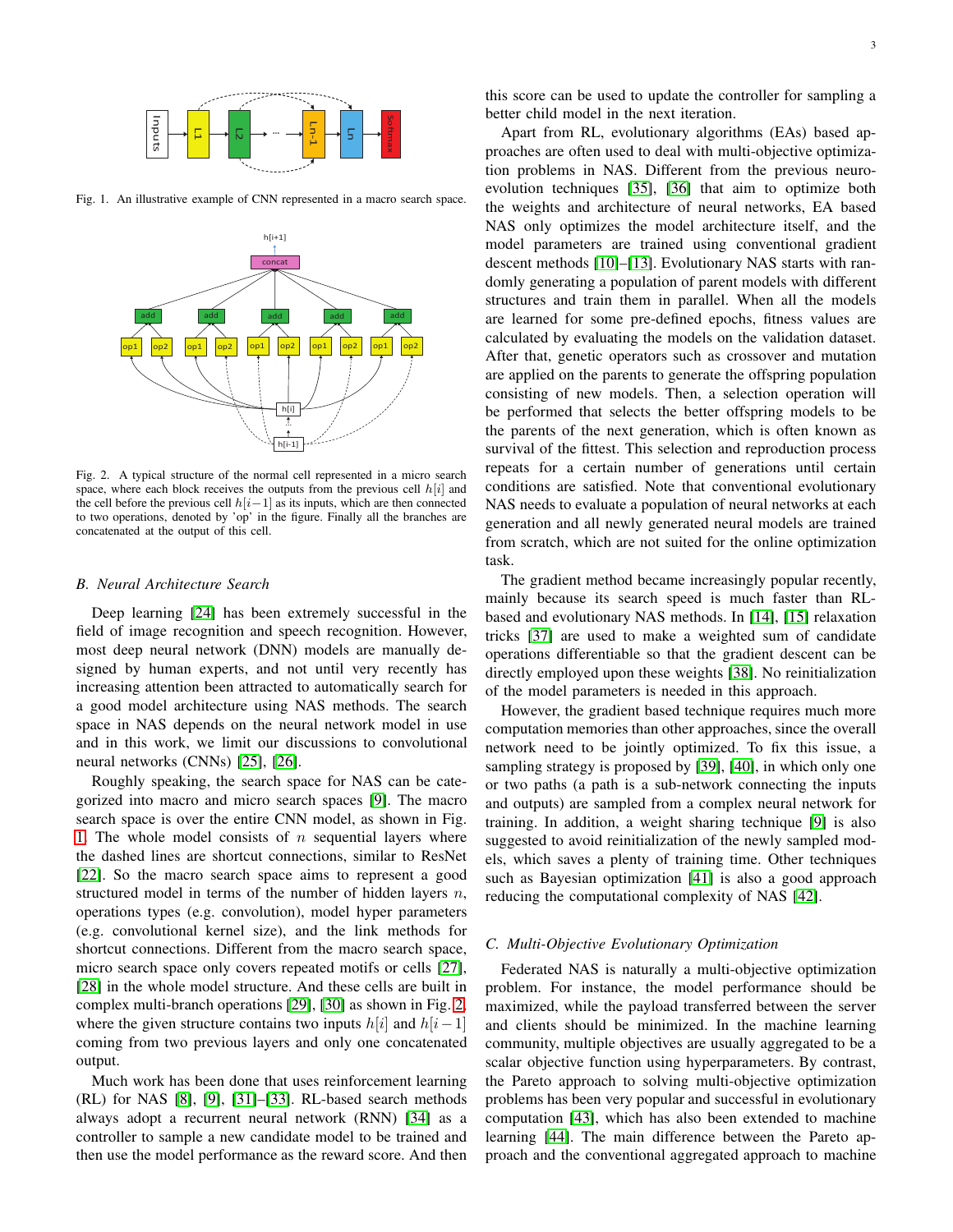Fig. 1. An illustrative example of CNN represented in a macro search space.

Fig. 2. A typical structure of the normal cell represented in a micro search space, where each block receives the outputs from the previous cell $h[i]$ and the cell before the previous cell $h[i-1]$ as its inputs, which are then connected to two operations, denoted by 'op' in the figure. Finally all the branches are concatenated at the output of this cell.

### B. Neural Architecture Search

Deep learning [24] has been extremely successful in the field of image recognition and speech recognition. However, most deep neural network (DNN) models are manually designed by human experts, and not until very recently has increasing attention been attracted to automatically search for a good model architecture using NAS methods. The search space in NAS depends on the neural network model in use and in this work, we limit our discussions to convolutional neural networks (CNNs) [25], [26].

Roughly speaking, the search space for NAS can be categorized into macro and micro search spaces [9]. The macro search space is over the entire CNN model, as shown in Fig. 1. The whole model consists of $n$ sequential layers where the dashed lines are shortcut connections, similar to ResNet [22]. So the macro search space aims to represent a good structured model in terms of the number of hidden layers $n$, operations types (e.g. convolution), model hyper parameters (e.g. convolutional kernel size), and the link methods for shortcut connections. Different from the macro search space, micro search space only covers repeated motifs or cells [27], [28] in the whole model structure. And these cells are built in complex multi-branch operations [29], [30] as shown in Fig. 2, where the given structure contains two inputs $h[i]$ and $h[i-1]$ coming from two previous layers and only one concatenated output.

Much work has been done that uses reinforcement learning (RL) for NAS [8], [9], [31]–[33]. RL-based search methods always adopt a recurrent neural network (RNN) [34] as a controller to sample a new candidate model to be trained and then use the model performance as the reward score. And then this score can be used to update the controller for sampling a better child model in the next iteration.

Apart from RL, evolutionary algorithms (EAs) based approaches are often used to deal with multi-objective optimization problems in NAS. Different from the previous neuro-evolution techniques [35], [36] that aim to optimize both the weights and architecture of neural networks, EA based NAS only optimizes the model architecture itself, and the model parameters are trained using conventional gradient descent methods [10]–[13]. Evolutionary NAS starts with randomly generating a population of parent models with different structures and train them in parallel. When all the models are learned for some pre-defined epochs, fitness values are calculated by evaluating the models on the validation dataset. After that, genetic operators such as crossover and mutation are applied on the parents to generate the offspring population consisting of new models. Then, a selection operation will be performed that selects the better offspring models to be the parents of the next generation, which is often known as survival of the fittest. This selection and reproduction process repeats for a certain number of generations until certain conditions are satisfied. Note that conventional evolutionary NAS needs to evaluate a population of neural networks at each generation and all newly generated neural models are trained from scratch, which are not suited for the online optimization task.

The gradient method became increasingly popular recently, mainly because its search speed is much faster than RL-based and evolutionary NAS methods. In [14], [15] relaxation tricks [37] are used to make a weighted sum of candidate operations differentiable so that the gradient descent can be directly employed upon these weights [38]. No reinitialization of the model parameters is needed in this approach.

However, the gradient based technique requires much more computation memories than other approaches, since the overall network need to be jointly optimized. To fix this issue, a sampling strategy is proposed by [39], [40], in which only one or two paths (a path is a sub-network connecting the inputs and outputs) are sampled from a complex neural network for training. In addition, a weight sharing technique [9] is also suggested to avoid reinitialization of the newly sampled models, which saves a plenty of training time. Other techniques such as Bayesian optimization [41] is also a good approach reducing the computational complexity of NAS [42].

### C. Multi-Objective Evolutionary Optimization

Federated NAS is naturally a multi-objective optimization problem. For instance, the model performance should be maximized, while the payload transferred between the server and clients should be minimized. In the machine learning community, multiple objectives are usually aggregated to be a scalar objective function using hyperparameters. By contrast, the Pareto approach to solving multi-objective optimization problems has been very popular and successful in evolutionary computation [43], which has also been extended to machine learning [44]. The main difference between the Pareto approach and the conventional aggregated approach to machine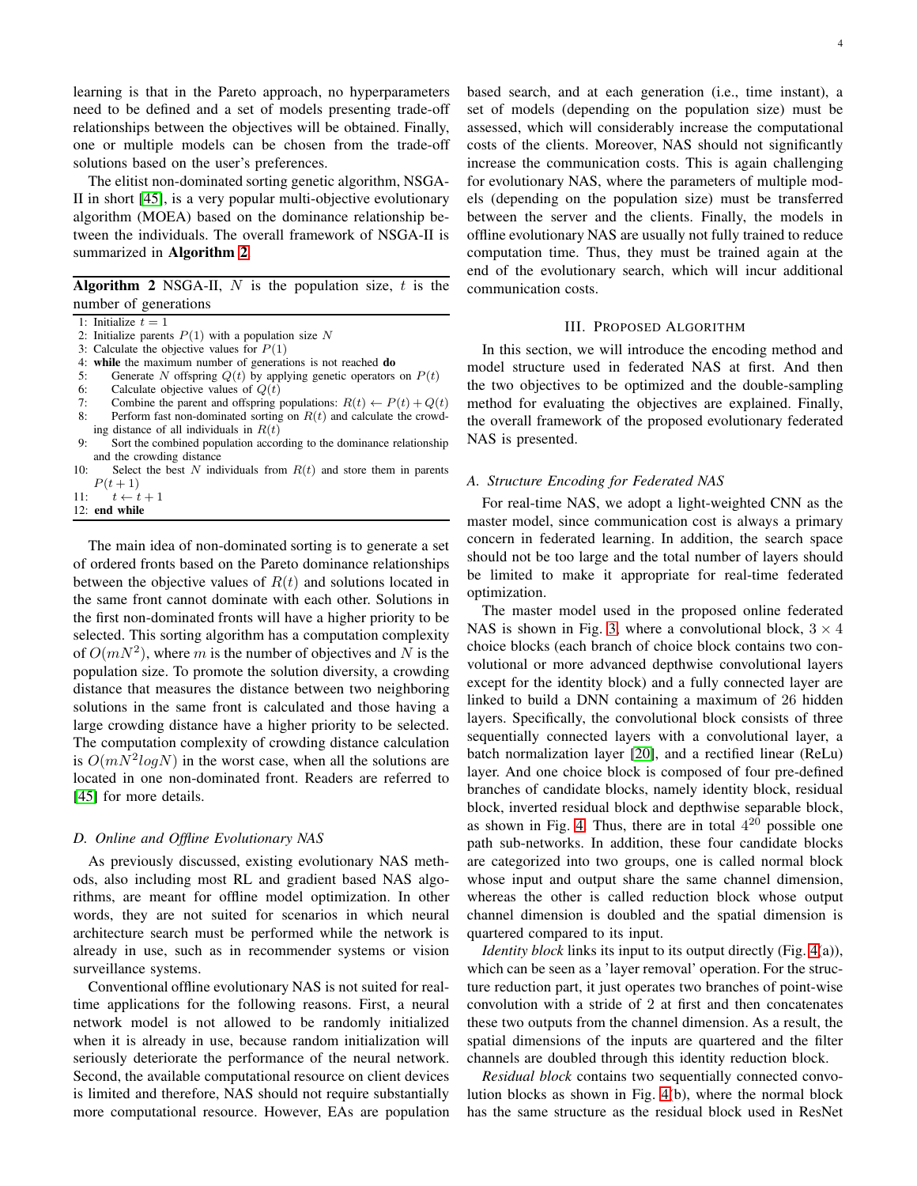learning is that in the Pareto approach, no hyperparameters need to be defined and a set of models presenting trade-off relationships between the objectives will be obtained. Finally, one or multiple models can be chosen from the trade-off solutions based on the user's preferences.

The elitist non-dominated sorting genetic algorithm, NSGA-II in short [45], is a very popular multi-objective evolutionary algorithm (MOEA) based on the dominance relationship between the individuals. The overall framework of NSGA-II is summarized in **Algorithm 2**.

**Algorithm 2** NSGA-II, $N$ is the population size, $t$ is the number of generations

```
1: Initialize t = 1
2: Initialize parents P(1) with a population size N
3: Calculate the objective values for P(1)
4: while the maximum number of generations is not reached do
5:     Generate N offspring Q(t) by applying genetic operators on P(t)
6:     Calculate objective values of Q(t)
7:     Combine the parent and offspring populations: R(t) ← P(t) + Q(t)
8:     Perform fast non-dominated sorting on R(t) and calculate the crowding distance of all individuals in R(t)
9:     Sort the combined population according to the dominance relationship and the crowding distance
10:    Select the best N individuals from R(t) and store them in parents P(t+1)
11:    t ← t + 1
12: end while
```

The main idea of non-dominated sorting is to generate a set of ordered fronts based on the Pareto dominance relationships between the objective values of $R(t)$ and solutions located in the same front cannot dominate with each other. Solutions in the first non-dominated fronts will have a higher priority to be selected. This sorting algorithm has a computation complexity of $O(mN^2)$, where $m$ is the number of objectives and $N$ is the population size. To promote the solution diversity, a crowding distance that measures the distance between two neighboring solutions in the same front is calculated and those having a large crowding distance have a higher priority to be selected. The computation complexity of crowding distance calculation is $O(mN^2 logN)$ in the worst case, when all the solutions are located in one non-dominated front. Readers are referred to [45] for more details.

### D. Online and Offline Evolutionary NAS

As previously discussed, existing evolutionary NAS methods, also including most RL and gradient based NAS algorithms, are meant for offline model optimization. In other words, they are not suited for scenarios in which neural architecture search must be performed while the network is already in use, such as in recommender systems or vision surveillance systems.

Conventional offline evolutionary NAS is not suited for real-time applications for the following reasons. First, a neural network model is not allowed to be randomly initialized when it is already in use, because random initialization will seriously deteriorate the performance of the neural network. Second, the available computational resource on client devices is limited and therefore, NAS should not require substantially more computational resource. However, EAs are population based search, and at each generation (i.e., time instant), a set of models (depending on the population size) must be assessed, which will considerably increase the computational costs of the clients. Moreover, NAS should not significantly increase the communication costs. This is again challenging for evolutionary NAS, where the parameters of multiple models (depending on the population size) must be transferred between the server and the clients. Finally, the models in offline evolutionary NAS are usually not fully trained to reduce computation time. Thus, they must be trained again at the end of the evolutionary search, which will incur additional communication costs.

## III. Proposed Algorithm

In this section, we will introduce the encoding method and model structure used in federated NAS at first. And then the two objectives to be optimized and the double-sampling method for evaluating the objectives are explained. Finally, the overall framework of the proposed evolutionary federated NAS is presented.

### A. Structure Encoding for Federated NAS

For real-time NAS, we adopt a light-weighted CNN as the master model, since communication cost is always a primary concern in federated learning. In addition, the search space should not be too large and the total number of layers should be limited to make it appropriate for real-time federated optimization.

The master model used in the proposed online federated NAS is shown in Fig. 3, where a convolutional block, $3 \times 4$ choice blocks (each branch of choice block contains two convolutional or more advanced depthwise convolutional layers except for the identity block) and a fully connected layer are linked to build a DNN containing a maximum of 26 hidden layers. Specifically, the convolutional block consists of three sequentially connected layers with a convolutional layer, a batch normalization layer [20], and a rectified linear (ReLu) layer. And one choice block is composed of four pre-defined branches of candidate blocks, namely identity block, residual block, inverted residual block and depthwise separable block, as shown in Fig. 4. Thus, there are in total $4^{20}$ possible one path sub-networks. In addition, these four candidate blocks are categorized into two groups, one is called normal block whose input and output share the same channel dimension, whereas the other is called reduction block whose output channel dimension is doubled and the spatial dimension is quartered compared to its input.

*Identity block* links its input to its output directly (Fig. 4(a)), which can be seen as a 'layer removal' operation. For the structure reduction part, it just operates two branches of point-wise convolution with a stride of 2 at first and then concatenates these two outputs from the channel dimension. As a result, the spatial dimensions of the inputs are quartered and the filter channels are doubled through this identity reduction block.

*Residual block* contains two sequentially connected convolution blocks as shown in Fig. 4(b), where the normal block has the same structure as the residual block used in ResNet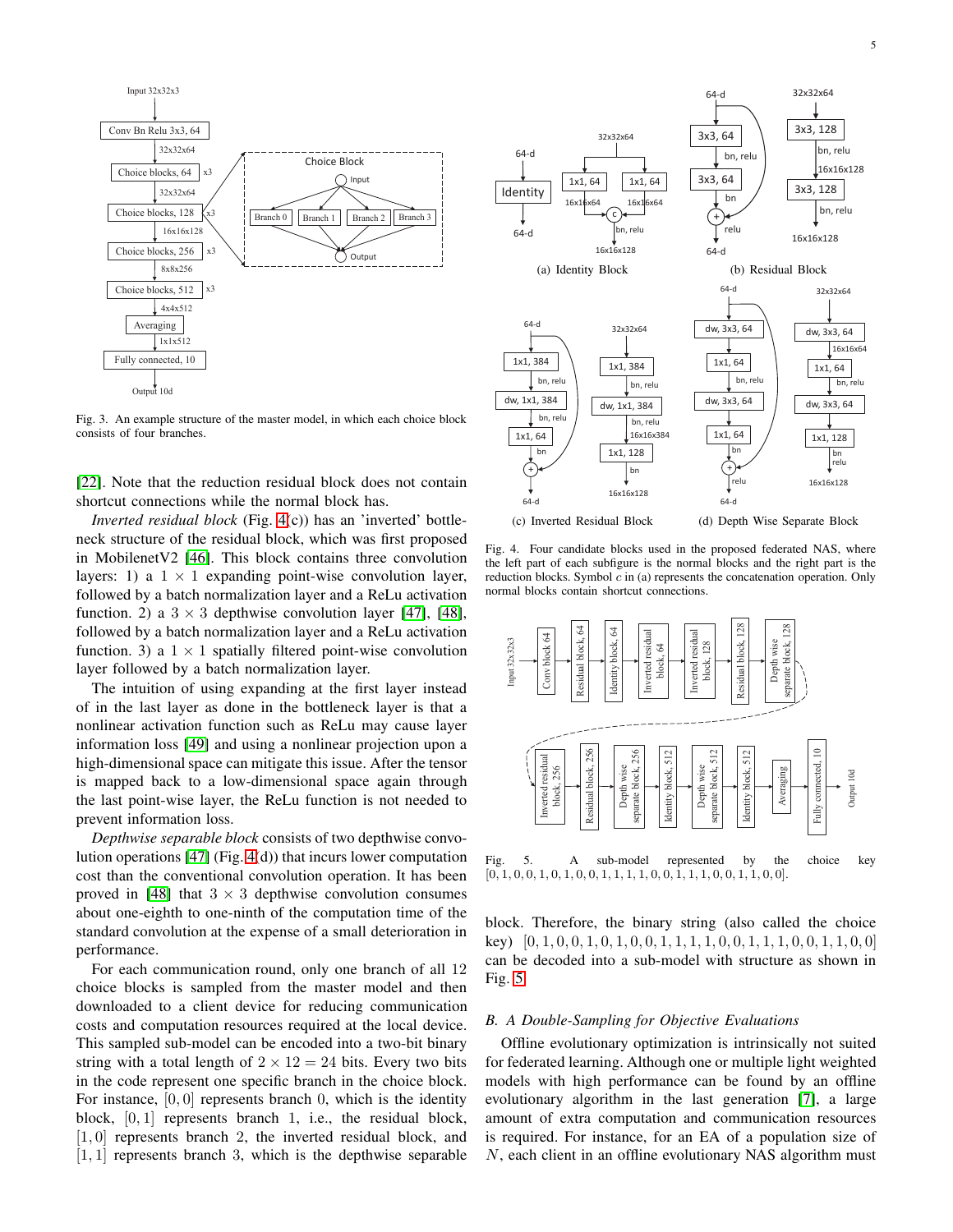Fig. 3. An example structure of the master model, in which each choice block consists of four branches.

Fig. 4. Four candidate blocks used in the proposed federated NAS, where the left part of each subfigure is the normal blocks and the right part is the reduction blocks. Symbol $c$ in (a) represents the concatenation operation. Only normal blocks contain shortcut connections.

Fig. 5. A sub-model represented by the choice key $[0, 1, 0, 0, 1, 0, 1, 0, 0, 1, 1, 1, 1, 0, 0, 1, 1, 1, 0, 0, 1, 1, 0, 0]$.

[22]. Note that the reduction residual block does not contain shortcut connections while the normal block has.

*Inverted residual block* (Fig. 4(c)) has an 'inverted' bottleneck structure of the residual block, which was first proposed in MobilenetV2 [46]. This block contains three convolution layers: 1) a $1 \times 1$ expanding point-wise convolution layer, followed by a batch normalization layer and a ReLu activation function. 2) a $3 \times 3$ depthwise convolution layer [47], [48], followed by a batch normalization layer and a ReLu activation function. 3) a $1 \times 1$ spatially filtered point-wise convolution layer followed by a batch normalization layer.

The intuition of using expanding at the first layer instead of in the last layer as done in the bottleneck layer is that a nonlinear activation function such as ReLu may cause layer information loss [49] and using a nonlinear projection upon a high-dimensional space can mitigate this issue. After the tensor is mapped back to a low-dimensional space again through the last point-wise layer, the ReLu function is not needed to prevent information loss.

*Depthwise separable block* consists of two depthwise convolution operations [47] (Fig. 4(d)) that incurs lower computation cost than the conventional convolution operation. It has been proved in [48] that $3 \times 3$ depthwise convolution consumes about one-eighth to one-ninth of the computation time of the standard convolution at the expense of a small deterioration in performance.

For each communication round, only one branch of all 12 choice blocks is sampled from the master model and then downloaded to a client device for reducing communication costs and computation resources required at the local device. This sampled sub-model can be encoded into a two-bit binary string with a total length of $2 \times 12 = 24$ bits. Every two bits in the code represent one specific branch in the choice block. For instance, $[0, 0]$ represents branch 0, which is the identity block, $[0, 1]$ represents branch 1, i.e., the residual block, $[1, 0]$ represents branch 2, the inverted residual block, and $[1, 1]$ represents branch 3, which is the depthwise separable block. Therefore, the binary string (also called the choice key) $[0, 1, 0, 0, 1, 0, 1, 0, 0, 1, 1, 1, 1, 0, 0, 1, 1, 1, 0, 0, 1, 1, 0, 0]$ can be decoded into a sub-model with structure as shown in Fig. 5.

### B. A Double-Sampling for Objective Evaluations

Offline evolutionary optimization is intrinsically not suited for federated learning. Although one or multiple light weighted models with high performance can be found by an offline evolutionary algorithm in the last generation [7], a large amount of extra computation and communication resources is required. For instance, for an EA of a population size of $N$, each client in an offline evolutionary NAS algorithm must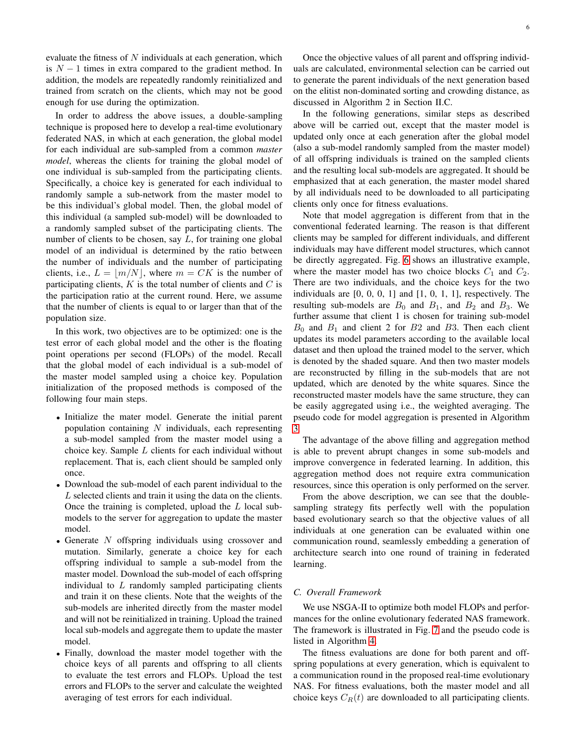evaluate the fitness of $N$ individuals at each generation, which is $N-1$ times in extra compared to the gradient method. In addition, the models are repeatedly randomly reinitialized and trained from scratch on the clients, which may not be good enough for use during the optimization.

In order to address the above issues, a double-sampling technique is proposed here to develop a real-time evolutionary federated NAS, in which at each generation, the global model for each individual are sub-sampled from a common *master model*, whereas the clients for training the global model of one individual is sub-sampled from the participating clients. Specifically, a choice key is generated for each individual to randomly sample a sub-network from the master model to be this individual's global model. Then, the global model of this individual (a sampled sub-model) will be downloaded to a randomly sampled subset of the participating clients. The number of clients to be chosen, say $L$, for training one global model of an individual is determined by the ratio between the number of individuals and the number of participating clients, i.e., $L = \lfloor m/N \rfloor$, where $m = CK$ is the number of participating clients, $K$ is the total number of clients and $C$ is the participation ratio at the current round. Here, we assume that the number of clients is equal to or larger than that of the population size.

In this work, two objectives are to be optimized: one is the test error of each global model and the other is the floating point operations per second (FLOPs) of the model. Recall that the global model of each individual is a sub-model of the master model sampled using a choice key. Population initialization of the proposed methods is composed of the following four main steps.

- Initialize the mater model. Generate the initial parent population containing $N$ individuals, each representing a sub-model sampled from the master model using a choice key. Sample $L$ clients for each individual without replacement. That is, each client should be sampled only once.
- Download the sub-model of each parent individual to the $L$ selected clients and train it using the data on the clients. Once the training is completed, upload the $L$ local sub-models to the server for aggregation to update the master model.
- Generate $N$ offspring individuals using crossover and mutation. Similarly, generate a choice key for each offspring individual to sample a sub-model from the master model. Download the sub-model of each offspring individual to $L$ randomly sampled participating clients and train it on these clients. Note that the weights of the sub-models are inherited directly from the master model and will not be reinitialized in training. Upload the trained local sub-models and aggregate them to update the master model.
- Finally, download the master model together with the choice keys of all parents and offspring to all clients to evaluate the test errors and FLOPs. Upload the test errors and FLOPs to the server and calculate the weighted averaging of test errors for each individual.

Once the objective values of all parent and offspring individuals are calculated, environmental selection can be carried out to generate the parent individuals of the next generation based on the elitist non-dominated sorting and crowding distance, as discussed in Algorithm 2 in Section II.C.

In the following generations, similar steps as described above will be carried out, except that the master model is updated only once at each generation after the global model (also a sub-model randomly sampled from the master model) of all offspring individuals is trained on the sampled clients and the resulting local sub-models are aggregated. It should be emphasized that at each generation, the master model shared by all individuals need to be downloaded to all participating clients only once for fitness evaluations.

Note that model aggregation is different from that in the conventional federated learning. The reason is that different clients may be sampled for different individuals, and different individuals may have different model structures, which cannot be directly aggregated. Fig. 6 shows an illustrative example, where the master model has two choice blocks $C_1$ and $C_2$. There are two individuals, and the choice keys for the two individuals are [0, 0, 0, 1] and [1, 0, 1, 1], respectively. The resulting sub-models are $B_0$ and $B_1$, and $B_2$ and $B_3$. We further assume that client 1 is chosen for training sub-model $B_0$ and $B_1$ and client 2 for $B2$ and $B3$. Then each client updates its model parameters according to the available local dataset and then upload the trained model to the server, which is denoted by the shaded square. And then two master models are reconstructed by filling in the sub-models that are not updated, which are denoted by the white squares. Since the reconstructed master models have the same structure, they can be easily aggregated using i.e., the weighted averaging. The pseudo code for model aggregation is presented in Algorithm 3.

The advantage of the above filling and aggregation method is able to prevent abrupt changes in some sub-models and improve convergence in federated learning. In addition, this aggregation method does not require extra communication resources, since this operation is only performed on the server.

From the above description, we can see that the double-sampling strategy fits perfectly well with the population based evolutionary search so that the objective values of all individuals at one generation can be evaluated within one communication round, seamlessly embedding a generation of architecture search into one round of training in federated learning.

### C. Overall Framework

We use NSGA-II to optimize both model FLOPs and performances for the online evolutionary federated NAS framework. The framework is illustrated in Fig. 7 and the pseudo code is listed in Algorithm 4.

The fitness evaluations are done for both parent and offspring populations at every generation, which is equivalent to a communication round in the proposed real-time evolutionary NAS. For fitness evaluations, both the master model and all choice keys $C_R(t)$ are downloaded to all participating clients.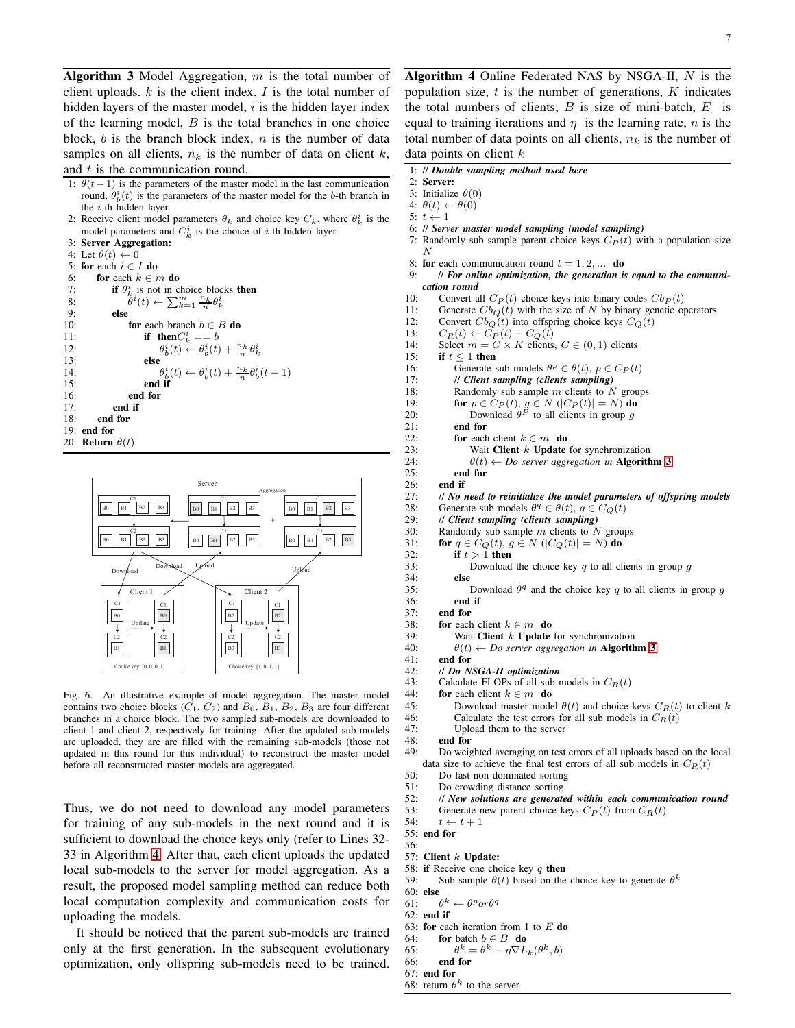**Algorithm 3** Model Aggregation, $m$ is the total number of client uploads. $k$ is the client index. $I$ is the total number of hidden layers of the master model, $i$ is the hidden layer index of the learning model, $B$ is the total branches in one choice block, $b$ is the branch block index, $n$ is the number of data samples on all clients, $n_k$ is the number of data on client $k$, and $t$ is the communication round.

```
1: θ(t−1) is the parameters of the master model in the last communication
   round, θ_b^i(t) is the parameters of the master model for the b-th branch in
   the i-th hidden layer.
2: Receive client model parameters θ_k and choice key C_k, where θ_k^i is the
   model parameters and C_k^i is the choice of i-th hidden layer.
3: Server Aggregation:
4: Let θ(t) ← 0
5: for each i ∈ I do
6:     for each k ∈ m do
7:         if θ_k^i is not in choice blocks then
8:             θ^i(t) ← Σ_{k=1}^{m} (n_k/n) θ_k^i
9:         else
10:            for each branch b ∈ B do
11:                if then C_k^i == b
12:                    θ_b^i(t) ← θ_b^i(t) + (n_k/n) θ_k^i
13:                else
14:                    θ_b^i(t) ← θ_b^i(t) + (n_k/n) θ_b^i(t−1)
15:                end if
16:            end for
17:        end if
18:    end for
19: end for
20: Return θ(t)
```

Fig. 6. An illustrative example of model aggregation. The master model contains two choice blocks ($C_1$, $C_2$) and $B_0$, $B_1$, $B_2$, $B_3$ are four different branches in a choice block. The two sampled sub-models are downloaded to client 1 and client 2, respectively for training. After the updated sub-models are uploaded, they are are filled with the remaining sub-models (those not updated in this round for this individual) to reconstruct the master model before all reconstructed master models are aggregated.

Thus, we do not need to download any model parameters for training of any sub-models in the next round and it is sufficient to download the choice keys only (refer to Lines 32-33 in Algorithm 4. After that, each client uploads the updated local sub-models to the server for model aggregation. As a result, the proposed model sampling method can reduce both local computation complexity and communication costs for uploading the models.

It should be noticed that the parent sub-models are trained only at the first generation. In the subsequent evolutionary optimization, only offspring sub-models need to be trained.

**Algorithm 4** Online Federated NAS by NSGA-II, $N$ is the population size, $t$ is the number of generations, $K$ indicates the total numbers of clients; $B$ is size of mini-batch, $E$ is equal to training iterations and $\eta$ is the learning rate, $n$ is the total number of data points on all clients, $n_k$ is the number of data points on client $k$

```
1: // Double sampling method used here
2: Server:
3: Initialize θ(0)
4: θ(t) ← θ(0)
5: t ← 1
6: // Server master model sampling (model sampling)
7: Randomly sub sample parent choice keys C_P(t) with a population size
   N
8: for each communication round t = 1, 2, ... do
9:     // For online optimization, the generation is equal to the communi-
       cation round
10:    Convert all C_P(t) choice keys into binary codes Cb_P(t)
11:    Generate Cb_Q(t) with the size of N by binary genetic operators
12:    Convert Cb_Q(t) into offspring choice keys C_Q(t)
13:    C_R(t) ← C_P(t) + C_Q(t)
14:    Select m = C × K clients, C ∈ (0, 1) clients
15:    if t ≤ 1 then
16:        Generate sub models θ^p ∈ θ(t), p ∈ C_P(t)
17:        // Client sampling (clients sampling)
18:        Randomly sub sample m clients to N groups
19:        for p ∈ C_P(t), g ∈ N (|C_P(t)| = N) do
20:            Download θ^P to all clients in group g
21:        end for
22:        for each client k ∈ m do
23:            Wait Client k Update for synchronization
24:            θ(t) ← Do server aggregation in Algorithm 3
25:        end for
26:    end if
27:    // No need to reinitialize the model parameters of offspring models
28:    Generate sub models θ^q ∈ θ(t), q ∈ C_Q(t)
29:    // Client sampling (clients sampling)
30:    Randomly sub sample m clients to N groups
31:    for q ∈ C_Q(t), g ∈ N (|C_Q(t)| = N) do
32:        if t > 1 then
33:            Download the choice key q to all clients in group g
34:        else
35:            Download θ^q and the choice key q to all clients in group g
36:        end if
37:    end for
38:    for each client k ∈ m do
39:        Wait Client k Update for synchronization
40:        θ(t) ← Do server aggregation in Algorithm 3
41:    end for
42:    // Do NSGA-II optimization
43:    Calculate FLOPs of all sub models in C_R(t)
44:    for each client k ∈ m do
45:        Download master model θ(t) and choice keys C_R(t) to client k
46:        Calculate the test errors for all sub models in C_R(t)
47:        Upload them to the server
48:    end for
49:    Do weighted averaging on test errors of all uploads based on the local
   data size to achieve the final test errors of all sub models in C_R(t)
50:    Do fast non dominated sorting
51:    Do crowding distance sorting
52:    // New solutions are generated within each communication round
53:    Generate new parent choice keys C_P(t) from C_R(t)
54:    t ← t + 1
55: end for
56:
57: Client k Update:
58: if Receive one choice key q then
59:     Sub sample θ(t) based on the choice key to generate θ^k
60: else
61:     θ^k ← θ^p or θ^q
62: end if
63: for each iteration from 1 to E do
64:     for batch b ∈ B do
65:         θ^k = θ^k − η∇L_k(θ^k, b)
66:     end for
67: end for
68: return θ^k to the server
```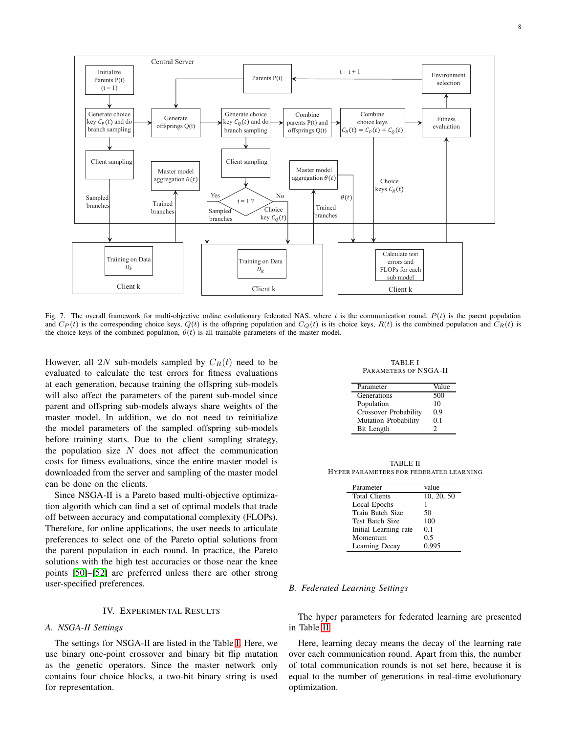Fig. 7. The overall framework for multi-objective online evolutionary federated NAS, where $t$ is the communication round, $P(t)$ is the parent population and $C_P(t)$ is the corresponding choice keys, $Q(t)$ is the offspring population and $C_Q(t)$ is its choice keys, $R(t)$ is the combined population and $C_R(t)$ is the choice keys of the combined population, $\theta(t)$ is all trainable parameters of the master model.

However, all $2N$ sub-models sampled by $C_R(t)$ need to be evaluated to calculate the test errors for fitness evaluations at each generation, because training the offspring sub-models will also affect the parameters of the parent sub-model since parent and offspring sub-models always share weights of the master model. In addition, we do not need to reinitialize the model parameters of the sampled offspring sub-models before training starts. Due to the client sampling strategy, the population size $N$ does not affect the communication costs for fitness evaluations, since the entire master model is downloaded from the server and sampling of the master model can be done on the clients.

Since NSGA-II is a Pareto based multi-objective optimization algorith which can find a set of optimal models that trade off between accuracy and computational complexity (FLOPs). Therefore, for online applications, the user needs to articulate preferences to select one of the Pareto optial solutions from the parent population in each round. In practice, the Pareto solutions with the high test accuracies or those near the knee points [50]–[52] are preferred unless there are other strong user-specified preferences.

## IV. Experimental Results

### A. NSGA-II Settings

The settings for NSGA-II are listed in the Table I. Here, we use binary one-point crossover and binary bit flip mutation as the genetic operators. Since the master network only contains four choice blocks, a two-bit binary string is used for representation.

TABLE I
Parameters of NSGA-II

| Parameter | Value |
|---|---|
| Generations | 500 |
| Population | 10 |
| Crossover Probability | 0.9 |
| Mutation Probability | 0.1 |
| Bit Length | 2 |

TABLE II
Hyper parameters for federated learning

| Parameter | value |
|---|---|
| Total Clients | 10, 20, 50 |
| Local Epochs | 1 |
| Train Batch Size | 50 |
| Test Batch Size | 100 |
| Initial Learning rate | 0.1 |
| Momentum | 0.5 |
| Learning Decay | 0.995 |

### B. Federated Learning Settings

The hyper parameters for federated learning are presented in Table II.

Here, learning decay means the decay of the learning rate over each communication round. Apart from this, the number of total communication rounds is not set here, because it is equal to the number of generations in real-time evolutionary optimization.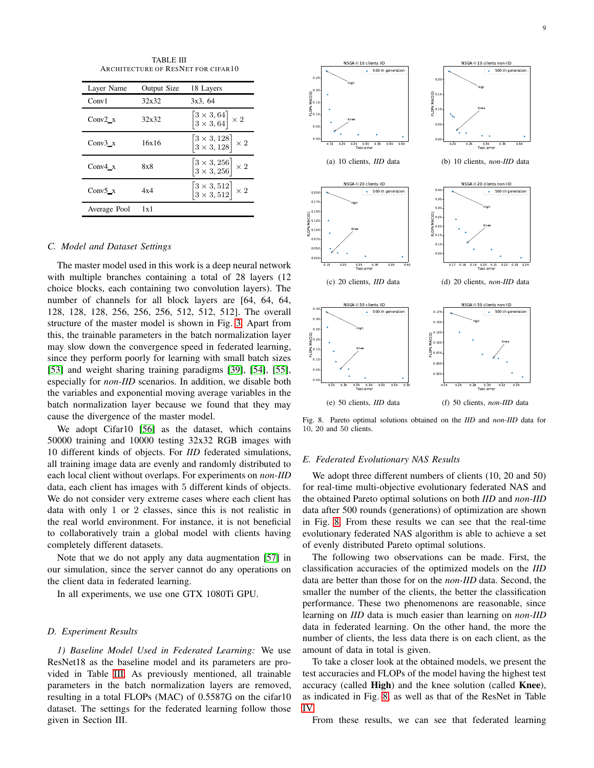TABLE III
ARCHITECTURE OF RESNET FOR CIFAR10

| Layer Name | Output Size | 18 Layers |
| --- | --- | --- |
| Conv1 | 32x32 | 3x3, 64 |
| Conv2_x | 32x32 | $\begin{bmatrix} 3\times3, 64 \\ 3\times3, 64 \end{bmatrix} \times 2$ |
| Conv3_x | 16x16 | $\begin{bmatrix} 3\times3, 128 \\ 3\times3, 128 \end{bmatrix} \times 2$ |
| Conv4_x | 8x8 | $\begin{bmatrix} 3\times3, 256 \\ 3\times3, 256 \end{bmatrix} \times 2$ |
| Conv5_x | 4x4 | $\begin{bmatrix} 3\times3, 512 \\ 3\times3, 512 \end{bmatrix} \times 2$ |
| Average Pool | 1x1 | |

### C. Model and Dataset Settings

The master model used in this work is a deep neural network with multiple branches containing a total of 28 layers (12 choice blocks, each containing two convolution layers). The number of channels for all block layers are [64, 64, 64, 128, 128, 128, 256, 256, 256, 512, 512, 512]. The overall structure of the master model is shown in Fig. 3. Apart from this, the trainable parameters in the batch normalization layer may slow down the convergence speed in federated learning, since they perform poorly for learning with small batch sizes [53] and weight sharing training paradigms [39], [54], [55], especially for *non-IID* scenarios. In addition, we disable both the variables and exponential moving average variables in the batch normalization layer because we found that they may cause the divergence of the master model.

We adopt Cifar10 [56] as the dataset, which contains 50000 training and 10000 testing 32x32 RGB images with 10 different kinds of objects. For *IID* federated simulations, all training image data are evenly and randomly distributed to each local client without overlaps. For experiments on *non-IID* data, each client has images with 5 different kinds of objects. We do not consider very extreme cases where each client has data with only 1 or 2 classes, since this is not realistic in the real world environment. For instance, it is not beneficial to collaboratively train a global model with clients having completely different datasets.

Note that we do not apply any data augmentation [57] in our simulation, since the server cannot do any operations on the client data in federated learning.

In all experiments, we use one GTX 1080Ti GPU.

### D. Experiment Results

*1) Baseline Model Used in Federated Learning:* We use ResNet18 as the baseline model and its parameters are provided in Table III. As previously mentioned, all trainable parameters in the batch normalization layers are removed, resulting in a total FLOPs (MAC) of 0.5587G on the cifar10 dataset. The settings for the federated learning follow those given in Section III.

(a) 10 clients, *IID* data

(b) 10 clients, *non-IID* data

(c) 20 clients, *IID* data

(d) 20 clients, *non-IID* data

(e) 50 clients, *IID* data

(f) 50 clients, *non-IID* data

Fig. 8. Pareto optimal solutions obtained on the *IID* and *non-IID* data for 10, 20 and 50 clients.

### E. Federated Evolutionary NAS Results

We adopt three different numbers of clients (10, 20 and 50) for real-time multi-objective evolutionary federated NAS and the obtained Pareto optimal solutions on both *IID* and *non-IID* data after 500 rounds (generations) of optimization are shown in Fig. 8. From these results we can see that the real-time evolutionary federated NAS algorithm is able to achieve a set of evenly distributed Pareto optimal solutions.

The following two observations can be made. First, the classification accuracies of the optimized models on the *IID* data are better than those for on the *non-IID* data. Second, the smaller the number of the clients, the better the classification performance. These two phenomenons are reasonable, since learning on *IID* data is much easier than learning on *non-IID* data in federated learning. On the other hand, the more the number of clients, the less data there is on each client, as the amount of data in total is given.

To take a closer look at the obtained models, we present the test accuracies and FLOPs of the model having the highest test accuracy (called **High**) and the knee solution (called **Knee**), as indicated in Fig. 8, as well as that of the ResNet in Table IV.

From these results, we can see that federated learning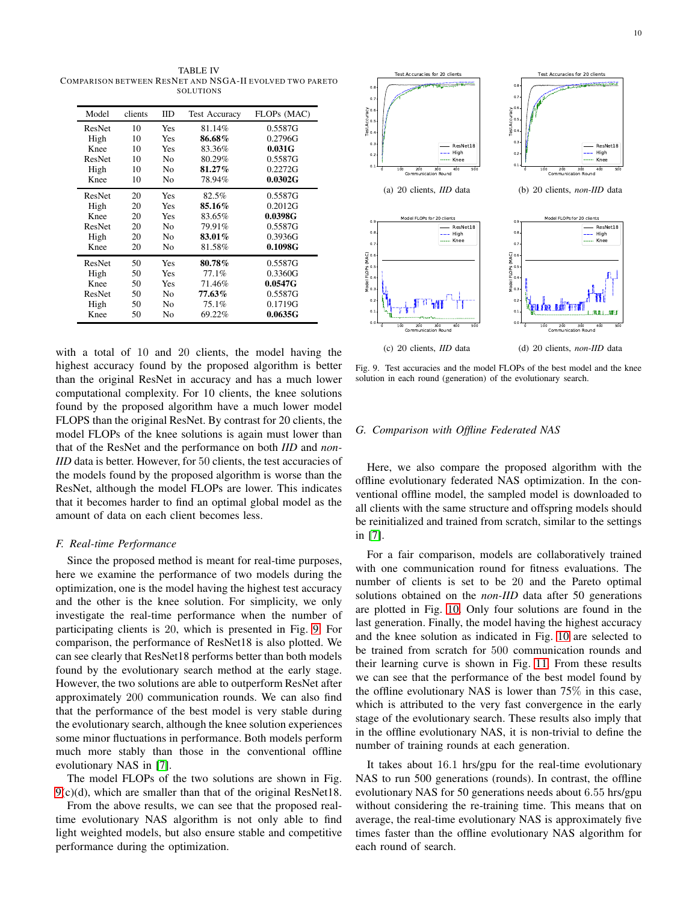TABLE IV
COMPARISON BETWEEN RESNET AND NSGA-II EVOLVED TWO PARETO SOLUTIONS

| Model | clients | IID | Test Accuracy | FLOPs (MAC) |
|---|---|---|---|---|
| ResNet | 10 | Yes | 81.14% | 0.5587G |
| High | 10 | Yes | **86.68%** | 0.2796G |
| Knee | 10 | Yes | 83.36% | **0.031G** |
| ResNet | 10 | No | 80.29% | 0.5587G |
| High | 10 | No | **81.27%** | 0.2272G |
| Knee | 10 | No | 78.94% | **0.0302G** |
| ResNet | 20 | Yes | 82.5% | 0.5587G |
| High | 20 | Yes | **85.16%** | 0.2012G |
| Knee | 20 | Yes | 83.65% | **0.0398G** |
| ResNet | 20 | No | 79.91% | 0.5587G |
| High | 20 | No | **83.01%** | 0.3936G |
| Knee | 20 | No | 81.58% | **0.1098G** |
| ResNet | 50 | Yes | **80.78%** | 0.5587G |
| High | 50 | Yes | 77.1% | 0.3360G |
| Knee | 50 | Yes | 71.46% | **0.0547G** |
| ResNet | 50 | No | **77.63%** | 0.5587G |
| High | 50 | No | 75.1% | 0.1719G |
| Knee | 50 | No | 69.22% | **0.0635G** |

with a total of 10 and 20 clients, the model having the highest accuracy found by the proposed algorithm is better than the original ResNet in accuracy and has a much lower computational complexity. For 10 clients, the knee solutions found by the proposed algorithm have a much lower model FLOPS than the original ResNet. By contrast for 20 clients, the model FLOPs of the knee solutions is again must lower than that of the ResNet and the performance on both *IID* and *non-IID* data is better. However, for 50 clients, the test accuracies of the models found by the proposed algorithm is worse than the ResNet, although the model FLOPs are lower. This indicates that it becomes harder to find an optimal global model as the amount of data on each client becomes less.

### F. Real-time Performance

Since the proposed method is meant for real-time purposes, here we examine the performance of two models during the optimization, one is the model having the highest test accuracy and the other is the knee solution. For simplicity, we only investigate the real-time performance when the number of participating clients is 20, which is presented in Fig. 9. For comparison, the performance of ResNet18 is also plotted. We can see clearly that ResNet18 performs better than both models found by the evolutionary search method at the early stage. However, the two solutions are able to outperform ResNet after approximately 200 communication rounds. We can also find that the performance of the best model is very stable during the evolutionary search, although the knee solution experiences some minor fluctuations in performance. Both models perform much more stably than those in the conventional offline evolutionary NAS in [7].

The model FLOPs of the two solutions are shown in Fig. 9(c)(d), which are smaller than that of the original ResNet18.

From the above results, we can see that the proposed real-time evolutionary NAS algorithm is not only able to find light weighted models, but also ensure stable and competitive performance during the optimization.

(a) 20 clients, *IID* data

(b) 20 clients, *non-IID* data

(c) 20 clients, *IID* data

(d) 20 clients, *non-IID* data

Fig. 9. Test accuracies and the model FLOPs of the best model and the knee solution in each round (generation) of the evolutionary search.

### G. Comparison with Offline Federated NAS

Here, we also compare the proposed algorithm with the offline evolutionary federated NAS optimization. In the conventional offline model, the sampled model is downloaded to all clients with the same structure and offspring models should be reinitialized and trained from scratch, similar to the settings in [7].

For a fair comparison, models are collaboratively trained with one communication round for fitness evaluations. The number of clients is set to be 20 and the Pareto optimal solutions obtained on the *non-IID* data after 50 generations are plotted in Fig. 10. Only four solutions are found in the last generation. Finally, the model having the highest accuracy and the knee solution as indicated in Fig. 10 are selected to be trained from scratch for 500 communication rounds and their learning curve is shown in Fig. 11. From these results we can see that the performance of the best model found by the offline evolutionary NAS is lower than 75% in this case, which is attributed to the very fast convergence in the early stage of the evolutionary search. These results also imply that in the offline evolutionary NAS, it is non-trivial to define the number of training rounds at each generation.

It takes about 16.1 hrs/gpu for the real-time evolutionary NAS to run 500 generations (rounds). In contrast, the offline evolutionary NAS for 50 generations needs about 6.55 hrs/gpu without considering the re-training time. This means that on average, the real-time evolutionary NAS is approximately five times faster than the offline evolutionary NAS algorithm for each round of search.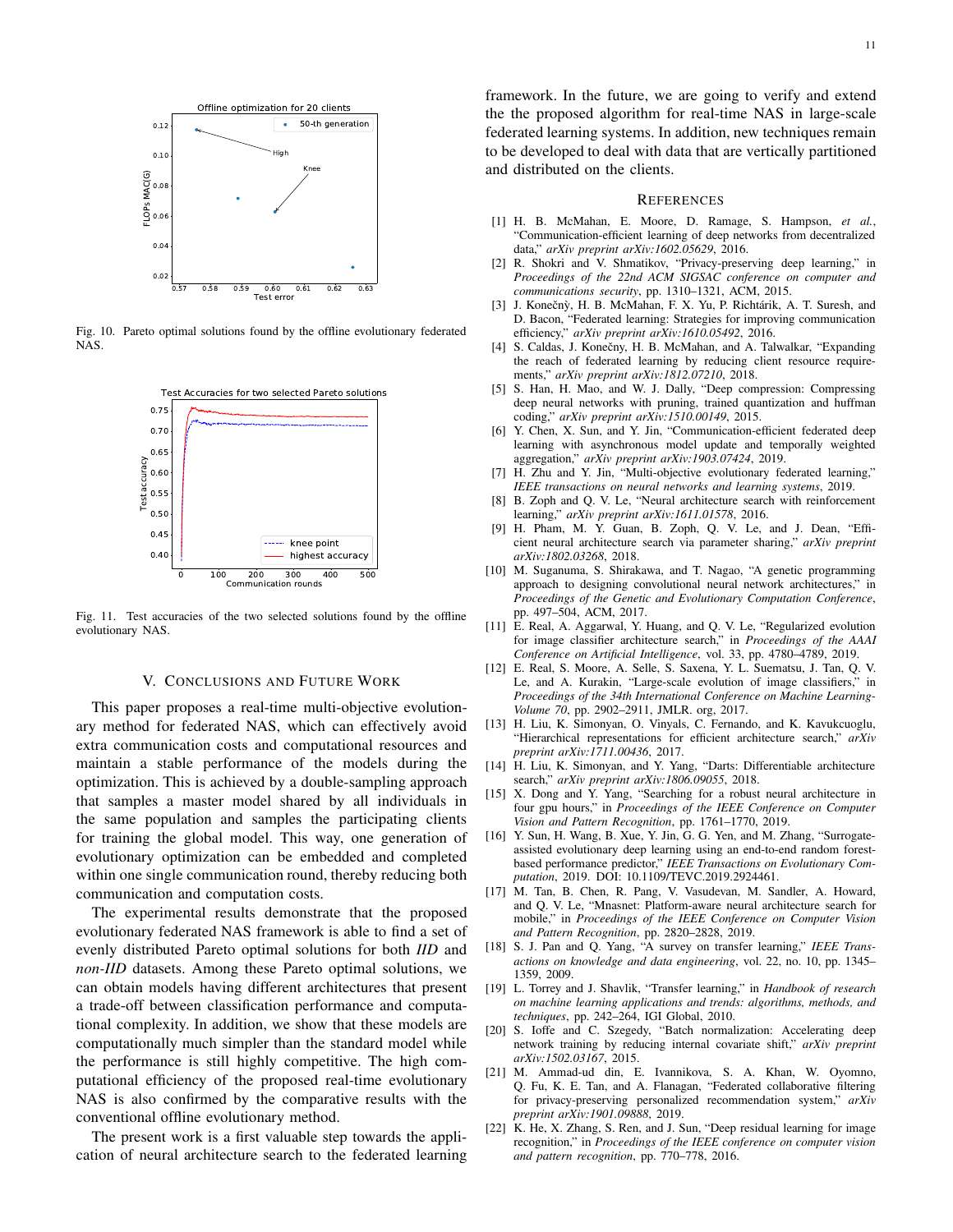Fig. 10. Pareto optimal solutions found by the offline evolutionary federated NAS.

Fig. 11. Test accuracies of the two selected solutions found by the offline evolutionary NAS.

## V. Conclusions and Future Work

This paper proposes a real-time multi-objective evolutionary method for federated NAS, which can effectively avoid extra communication costs and computational resources and maintain a stable performance of the models during the optimization. This is achieved by a double-sampling approach that samples a master model shared by all individuals in the same population and samples the participating clients for training the global model. This way, one generation of evolutionary optimization can be embedded and completed within one single communication round, thereby reducing both communication and computation costs.

The experimental results demonstrate that the proposed evolutionary federated NAS framework is able to find a set of evenly distributed Pareto optimal solutions for both *IID* and *non-IID* datasets. Among these Pareto optimal solutions, we can obtain models having different architectures that present a trade-off between classification performance and computational complexity. In addition, we show that these models are computationally much simpler than the standard model while the performance is still highly competitive. The high computational efficiency of the proposed real-time evolutionary NAS is also confirmed by the comparative results with the conventional offline evolutionary method.

The present work is a first valuable step towards the application of neural architecture search to the federated learning framework. In the future, we are going to verify and extend the the proposed algorithm for real-time NAS in large-scale federated learning systems. In addition, new techniques remain to be developed to deal with data that are vertically partitioned and distributed on the clients.

## References

[1] H. B. McMahan, E. Moore, D. Ramage, S. Hampson, *et al.*, "Communication-efficient learning of deep networks from decentralized data," *arXiv preprint arXiv:1602.05629*, 2016.

[2] R. Shokri and V. Shmatikov, "Privacy-preserving deep learning," in *Proceedings of the 22nd ACM SIGSAC conference on computer and communications security*, pp. 1310–1321, ACM, 2015.

[3] J. Konečný, H. B. McMahan, F. X. Yu, P. Richtárik, A. T. Suresh, and D. Bacon, "Federated learning: Strategies for improving communication efficiency," *arXiv preprint arXiv:1610.05492*, 2016.

[4] S. Caldas, J. Konečny, H. B. McMahan, and A. Talwalkar, "Expanding the reach of federated learning by reducing client resource requirements," *arXiv preprint arXiv:1812.07210*, 2018.

[5] S. Han, H. Mao, and W. J. Dally, "Deep compression: Compressing deep neural networks with pruning, trained quantization and huffman coding," *arXiv preprint arXiv:1510.00149*, 2015.

[6] Y. Chen, X. Sun, and Y. Jin, "Communication-efficient federated deep learning with asynchronous model update and temporally weighted aggregation," *arXiv preprint arXiv:1903.07424*, 2019.

[7] H. Zhu and Y. Jin, "Multi-objective evolutionary federated learning," *IEEE transactions on neural networks and learning systems*, 2019.

[8] B. Zoph and Q. V. Le, "Neural architecture search with reinforcement learning," *arXiv preprint arXiv:1611.01578*, 2016.

[9] H. Pham, M. Y. Guan, B. Zoph, Q. V. Le, and J. Dean, "Efficient neural architecture search via parameter sharing," *arXiv preprint arXiv:1802.03268*, 2018.

[10] M. Suganuma, S. Shirakawa, and T. Nagao, "A genetic programming approach to designing convolutional neural network architectures," in *Proceedings of the Genetic and Evolutionary Computation Conference*, pp. 497–504, ACM, 2017.

[11] E. Real, A. Aggarwal, Y. Huang, and Q. V. Le, "Regularized evolution for image classifier architecture search," in *Proceedings of the AAAI Conference on Artificial Intelligence*, vol. 33, pp. 4780–4789, 2019.

[12] E. Real, S. Moore, A. Selle, S. Saxena, Y. L. Suematsu, J. Tan, Q. V. Le, and A. Kurakin, "Large-scale evolution of image classifiers," in *Proceedings of the 34th International Conference on Machine Learning-Volume 70*, pp. 2902–2911, JMLR. org, 2017.

[13] H. Liu, K. Simonyan, O. Vinyals, C. Fernando, and K. Kavukcuoglu, "Hierarchical representations for efficient architecture search," *arXiv preprint arXiv:1711.00436*, 2017.

[14] H. Liu, K. Simonyan, and Y. Yang, "Darts: Differentiable architecture search," *arXiv preprint arXiv:1806.09055*, 2018.

[15] X. Dong and Y. Yang, "Searching for a robust neural architecture in four gpu hours," in *Proceedings of the IEEE Conference on Computer Vision and Pattern Recognition*, pp. 1761–1770, 2019.

[16] Y. Sun, H. Wang, B. Xue, Y. Jin, G. G. Yen, and M. Zhang, "Surrogate-assisted evolutionary deep learning using an end-to-end random forest-based performance predictor," *IEEE Transactions on Evolutionary Computation*, 2019. DOI: 10.1109/TEVC.2019.2924461.

[17] M. Tan, B. Chen, R. Pang, V. Vasudevan, M. Sandler, A. Howard, and Q. V. Le, "Mnasnet: Platform-aware neural architecture search for mobile," in *Proceedings of the IEEE Conference on Computer Vision and Pattern Recognition*, pp. 2820–2828, 2019.

[18] S. J. Pan and Q. Yang, "A survey on transfer learning," *IEEE Transactions on knowledge and data engineering*, vol. 22, no. 10, pp. 1345–1359, 2009.

[19] L. Torrey and J. Shavlik, "Transfer learning," in *Handbook of research on machine learning applications and trends: algorithms, methods, and techniques*, pp. 242–264, IGI Global, 2010.

[20] S. Ioffe and C. Szegedy, "Batch normalization: Accelerating deep network training by reducing internal covariate shift," *arXiv preprint arXiv:1502.03167*, 2015.

[21] M. Ammad-ud din, E. Ivannikova, S. A. Khan, W. Oyomno, Q. Fu, K. E. Tan, and A. Flanagan, "Federated collaborative filtering for privacy-preserving personalized recommendation system," *arXiv preprint arXiv:1901.09888*, 2019.

[22] K. He, X. Zhang, S. Ren, and J. Sun, "Deep residual learning for image recognition," in *Proceedings of the IEEE conference on computer vision and pattern recognition*, pp. 770–778, 2016.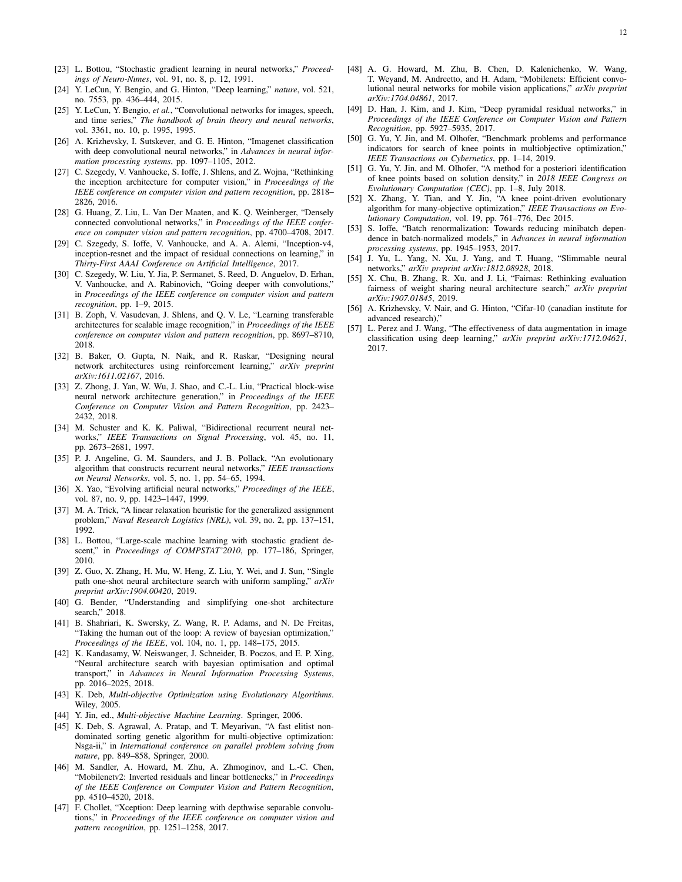[23] L. Bottou, "Stochastic gradient learning in neural networks," *Proceedings of Neuro-Nımes*, vol. 91, no. 8, p. 12, 1991.

[24] Y. LeCun, Y. Bengio, and G. Hinton, "Deep learning," *nature*, vol. 521, no. 7553, pp. 436–444, 2015.

[25] Y. LeCun, Y. Bengio, *et al.*, "Convolutional networks for images, speech, and time series," *The handbook of brain theory and neural networks*, vol. 3361, no. 10, p. 1995, 1995.

[26] A. Krizhevsky, I. Sutskever, and G. E. Hinton, "Imagenet classification with deep convolutional neural networks," in *Advances in neural information processing systems*, pp. 1097–1105, 2012.

[27] C. Szegedy, V. Vanhoucke, S. Ioffe, J. Shlens, and Z. Wojna, "Rethinking the inception architecture for computer vision," in *Proceedings of the IEEE conference on computer vision and pattern recognition*, pp. 2818–2826, 2016.

[28] G. Huang, Z. Liu, L. Van Der Maaten, and K. Q. Weinberger, "Densely connected convolutional networks," in *Proceedings of the IEEE conference on computer vision and pattern recognition*, pp. 4700–4708, 2017.

[29] C. Szegedy, S. Ioffe, V. Vanhoucke, and A. A. Alemi, "Inception-v4, inception-resnet and the impact of residual connections on learning," in *Thirty-First AAAI Conference on Artificial Intelligence*, 2017.

[30] C. Szegedy, W. Liu, Y. Jia, P. Sermanet, S. Reed, D. Anguelov, D. Erhan, V. Vanhoucke, and A. Rabinovich, "Going deeper with convolutions," in *Proceedings of the IEEE conference on computer vision and pattern recognition*, pp. 1–9, 2015.

[31] B. Zoph, V. Vasudevan, J. Shlens, and Q. V. Le, "Learning transferable architectures for scalable image recognition," in *Proceedings of the IEEE conference on computer vision and pattern recognition*, pp. 8697–8710, 2018.

[32] B. Baker, O. Gupta, N. Naik, and R. Raskar, "Designing neural network architectures using reinforcement learning," *arXiv preprint arXiv:1611.02167*, 2016.

[33] Z. Zhong, J. Yan, W. Wu, J. Shao, and C.-L. Liu, "Practical block-wise neural network architecture generation," in *Proceedings of the IEEE Conference on Computer Vision and Pattern Recognition*, pp. 2423–2432, 2018.

[34] M. Schuster and K. K. Paliwal, "Bidirectional recurrent neural networks," *IEEE Transactions on Signal Processing*, vol. 45, no. 11, pp. 2673–2681, 1997.

[35] P. J. Angeline, G. M. Saunders, and J. B. Pollack, "An evolutionary algorithm that constructs recurrent neural networks," *IEEE transactions on Neural Networks*, vol. 5, no. 1, pp. 54–65, 1994.

[36] X. Yao, "Evolving artificial neural networks," *Proceedings of the IEEE*, vol. 87, no. 9, pp. 1423–1447, 1999.

[37] M. A. Trick, "A linear relaxation heuristic for the generalized assignment problem," *Naval Research Logistics (NRL)*, vol. 39, no. 2, pp. 137–151, 1992.

[38] L. Bottou, "Large-scale machine learning with stochastic gradient descent," in *Proceedings of COMPSTAT'2010*, pp. 177–186, Springer, 2010.

[39] Z. Guo, X. Zhang, H. Mu, W. Heng, Z. Liu, Y. Wei, and J. Sun, "Single path one-shot neural architecture search with uniform sampling," *arXiv preprint arXiv:1904.00420*, 2019.

[40] G. Bender, "Understanding and simplifying one-shot architecture search," 2018.

[41] B. Shahriari, K. Swersky, Z. Wang, R. P. Adams, and N. De Freitas, "Taking the human out of the loop: A review of bayesian optimization," *Proceedings of the IEEE*, vol. 104, no. 1, pp. 148–175, 2015.

[42] K. Kandasamy, W. Neiswanger, J. Schneider, B. Poczos, and E. P. Xing, "Neural architecture search with bayesian optimisation and optimal transport," in *Advances in Neural Information Processing Systems*, pp. 2016–2025, 2018.

[43] K. Deb, *Multi-objective Optimization using Evolutionary Algorithms*. Wiley, 2005.

[44] Y. Jin, ed., *Multi-objective Machine Learning*. Springer, 2006.

[45] K. Deb, S. Agrawal, A. Pratap, and T. Meyarivan, "A fast elitist non-dominated sorting genetic algorithm for multi-objective optimization: Nsga-ii," in *International conference on parallel problem solving from nature*, pp. 849–858, Springer, 2000.

[46] M. Sandler, A. Howard, M. Zhu, A. Zhmoginov, and L.-C. Chen, "Mobilenetv2: Inverted residuals and linear bottlenecks," in *Proceedings of the IEEE Conference on Computer Vision and Pattern Recognition*, pp. 4510–4520, 2018.

[47] F. Chollet, "Xception: Deep learning with depthwise separable convolutions," in *Proceedings of the IEEE conference on computer vision and pattern recognition*, pp. 1251–1258, 2017.

[48] A. G. Howard, M. Zhu, B. Chen, D. Kalenichenko, W. Wang, T. Weyand, M. Andreetto, and H. Adam, "Mobilenets: Efficient convolutional neural networks for mobile vision applications," *arXiv preprint arXiv:1704.04861*, 2017.

[49] D. Han, J. Kim, and J. Kim, "Deep pyramidal residual networks," in *Proceedings of the IEEE Conference on Computer Vision and Pattern Recognition*, pp. 5927–5935, 2017.

[50] G. Yu, Y. Jin, and M. Olhofer, "Benchmark problems and performance indicators for search of knee points in multiobjective optimization," *IEEE Transactions on Cybernetics*, pp. 1–14, 2019.

[51] G. Yu, Y. Jin, and M. Olhofer, "A method for a posteriori identification of knee points based on solution density," in *2018 IEEE Congress on Evolutionary Computation (CEC)*, pp. 1–8, July 2018.

[52] X. Zhang, Y. Tian, and Y. Jin, "A knee point-driven evolutionary algorithm for many-objective optimization," *IEEE Transactions on Evolutionary Computation*, vol. 19, pp. 761–776, Dec 2015.

[53] S. Ioffe, "Batch renormalization: Towards reducing minibatch dependence in batch-normalized models," in *Advances in neural information processing systems*, pp. 1945–1953, 2017.

[54] J. Yu, L. Yang, N. Xu, J. Yang, and T. Huang, "Slimmable neural networks," *arXiv preprint arXiv:1812.08928*, 2018.

[55] X. Chu, B. Zhang, R. Xu, and J. Li, "Fairnas: Rethinking evaluation fairness of weight sharing neural architecture search," *arXiv preprint arXiv:1907.01845*, 2019.

[56] A. Krizhevsky, V. Nair, and G. Hinton, "Cifar-10 (canadian institute for advanced research),"

[57] L. Perez and J. Wang, "The effectiveness of data augmentation in image classification using deep learning," *arXiv preprint arXiv:1712.04621*, 2017.